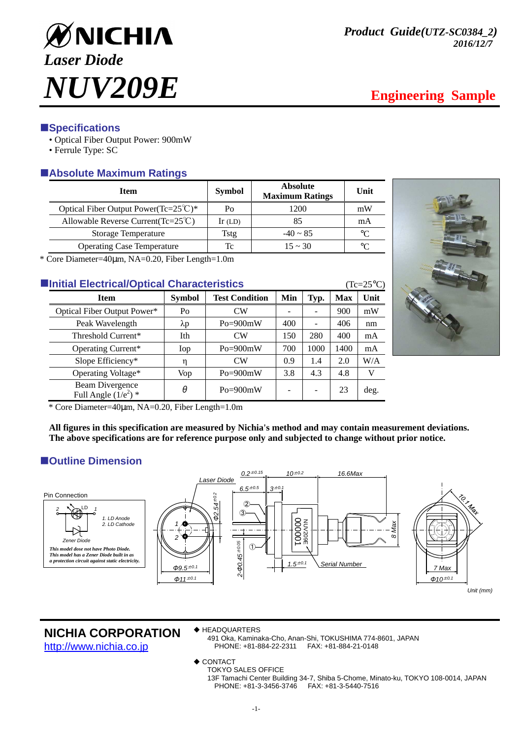# NICHIA

*Laser Diode*

# *NUV209E*

*Product Guide(UTZ-SC0384_2)*
*2016/12/7*

**Engineering Sample**

## ■Specifications

- Optical Fiber Output Power: 900mW
- Ferrule Type: SC

## ■Absolute Maximum Ratings

| Item | Symbol | Absolute Maximum Ratings | Unit |
|---|---|---|---|
| Optical Fiber Output Power(Tc=25℃)* | Po | 1200 | mW |
| Allowable Reverse Current(Tc=25℃) | Ir (LD) | 85 | mA |
| Storage Temperature | Tstg | -40 ~ 85 | ℃ |
| Operating Case Temperature | Tc | 15 ~ 30 | ℃ |

* Core Diameter=40µm, NA=0.20, Fiber Length=1.0m

## ■Initial Electrical/Optical Characteristics

(Tc=25℃)

| Item | Symbol | Test Condition | Min | Typ. | Max | Unit |
|---|---|---|---|---|---|---|
| Optical Fiber Output Power* | Po | CW | - | - | 900 | mW |
| Peak Wavelength | λp | Po=900mW | 400 | - | 406 | nm |
| Threshold Current* | Ith | CW | 150 | 280 | 400 | mA |
| Operating Current* | Iop | Po=900mW | 700 | 1000 | 1400 | mA |
| Slope Efficiency* | η | CW | 0.9 | 1.4 | 2.0 | W/A |
| Operating Voltage* | Vop | Po=900mW | 3.8 | 4.3 | 4.8 | V |
| Beam Divergence Full Angle ($1/e^2$) * | θ | Po=900mW | - | - | 23 | deg. |

* Core Diameter=40µm, NA=0.20, Fiber Length=1.0m

**All figures in this specification are measured by Nichia's method and may contain measurement deviations.**
**The above specifications are for reference purpose only and subjected to change without prior notice.**

## ■Outline Dimension

Pin Connection

1. LD Anode
2. LD Cathode

Zener Diode

*This model dose not have Photo Diode.*
*This model has a Zener Diode built in as a protection circuit against static electricity.*

Laser Diode; Serial Number; Φ9.5 ±0.1; Φ11 ±0.1; Φ2.54 ±0.2; 2-Φ0.45 ±0.05; 0.2 ±0.15; 6.5 ±0.5; 3 ±0.1; 10 ±0.2; 16.6Max; 1.5 ±0.1; 8 Max; 10.1 Max; 7 Max; Φ10 ±0.1

Unit (mm)

---

**NICHIA CORPORATION**
http://www.nichia.co.jp

◆ HEADQUARTERS
491 Oka, Kaminaka-Cho, Anan-Shi, TOKUSHIMA 774-8601, JAPAN
PHONE: +81-884-22-2311 FAX: +81-884-21-0148

◆ CONTACT
TOKYO SALES OFFICE
13F Tamachi Center Building 34-7, Shiba 5-Chome, Minato-ku, TOKYO 108-0014, JAPAN
PHONE: +81-3-3456-3746 FAX: +81-3-5440-7516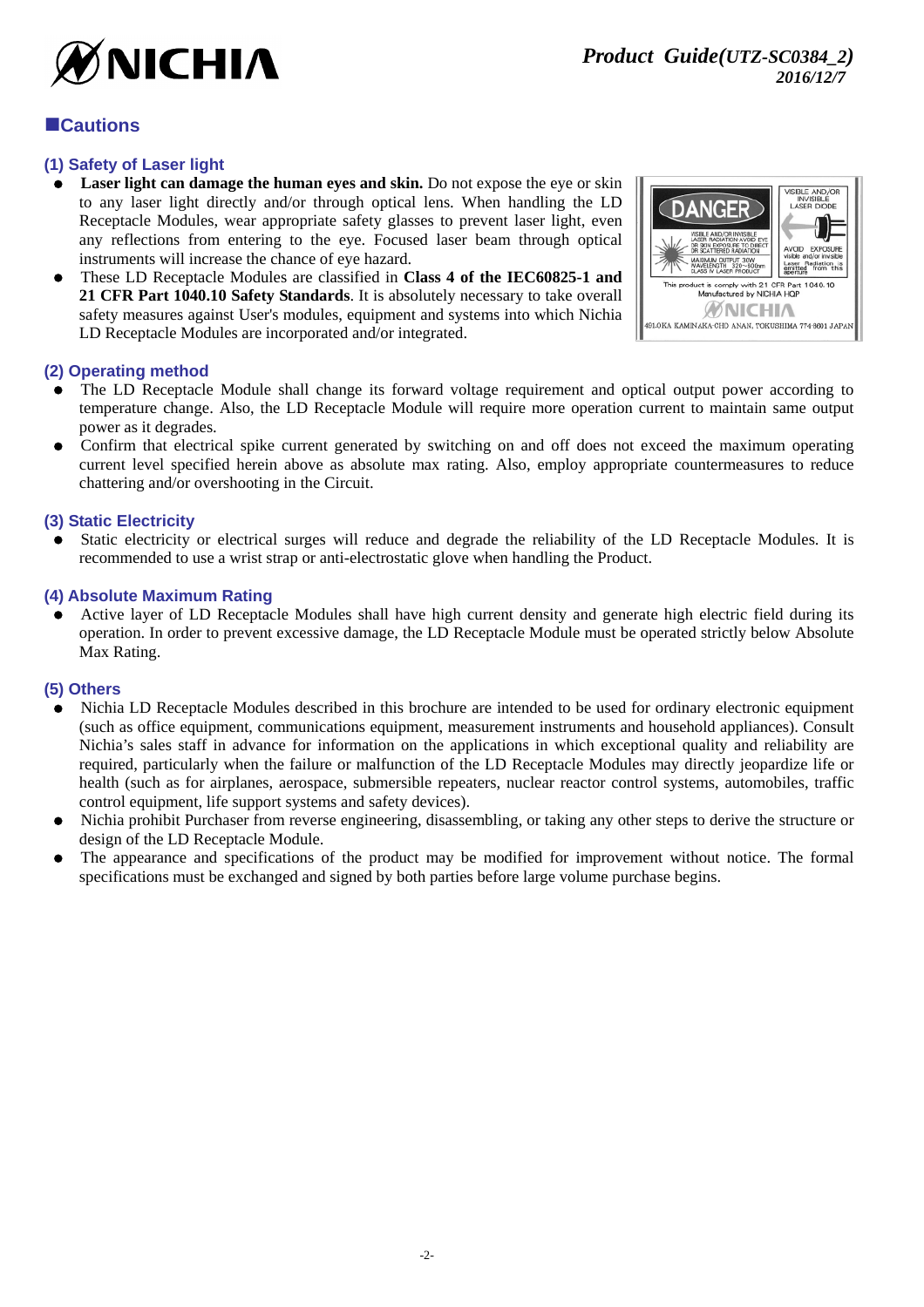## ■Cautions

### (1) Safety of Laser light

- **Laser light can damage the human eyes and skin.** Do not expose the eye or skin to any laser light directly and/or through optical lens. When handling the LD Receptacle Modules, wear appropriate safety glasses to prevent laser light, even any reflections from entering to the eye. Focused laser beam through optical instruments will increase the chance of eye hazard.
- These LD Receptacle Modules are classified in **Class 4 of the IEC60825-1 and 21 CFR Part 1040.10 Safety Standards**. It is absolutely necessary to take overall safety measures against User's modules, equipment and systems into which Nichia LD Receptacle Modules are incorporated and/or integrated.

DANGER

VISIBLE AND/OR INVISIBLE LASER RADIATION AVOID EYE OR SKIN EXPOSURE TO DIRECT OR SCATTERED RADIATION

MAXIMUM OUTPUT 30W
WAVELENGTH 320~800nm
CLASS IV LASER PRODUCT

VISIBLE AND/OR INVISIBLE LASER DIODE

AVOID EXPOSURE visible and/or invisible Laser Radiation is emitted from this aperture

This product is comply with 21 CFR Part 1040.10
Manufactured by NICHIA HQP
NICHIA
491 OKA KAMINAKA-CHO ANAN, TOKUSHIMA 774-8601 JAPAN

### (2) Operating method

- The LD Receptacle Module shall change its forward voltage requirement and optical output power according to temperature change. Also, the LD Receptacle Module will require more operation current to maintain same output power as it degrades.
- Confirm that electrical spike current generated by switching on and off does not exceed the maximum operating current level specified herein above as absolute max rating. Also, employ appropriate countermeasures to reduce chattering and/or overshooting in the Circuit.

### (3) Static Electricity

- Static electricity or electrical surges will reduce and degrade the reliability of the LD Receptacle Modules. It is recommended to use a wrist strap or anti-electrostatic glove when handling the Product.

### (4) Absolute Maximum Rating

- Active layer of LD Receptacle Modules shall have high current density and generate high electric field during its operation. In order to prevent excessive damage, the LD Receptacle Module must be operated strictly below Absolute Max Rating.

### (5) Others

- Nichia LD Receptacle Modules described in this brochure are intended to be used for ordinary electronic equipment (such as office equipment, communications equipment, measurement instruments and household appliances). Consult Nichia's sales staff in advance for information on the applications in which exceptional quality and reliability are required, particularly when the failure or malfunction of the LD Receptacle Modules may directly jeopardize life or health (such as for airplanes, aerospace, submersible repeaters, nuclear reactor control systems, automobiles, traffic control equipment, life support systems and safety devices).
- Nichia prohibit Purchaser from reverse engineering, disassembling, or taking any other steps to derive the structure or design of the LD Receptacle Module.
- The appearance and specifications of the product may be modified for improvement without notice. The formal specifications must be exchanged and signed by both parties before large volume purchase begins.